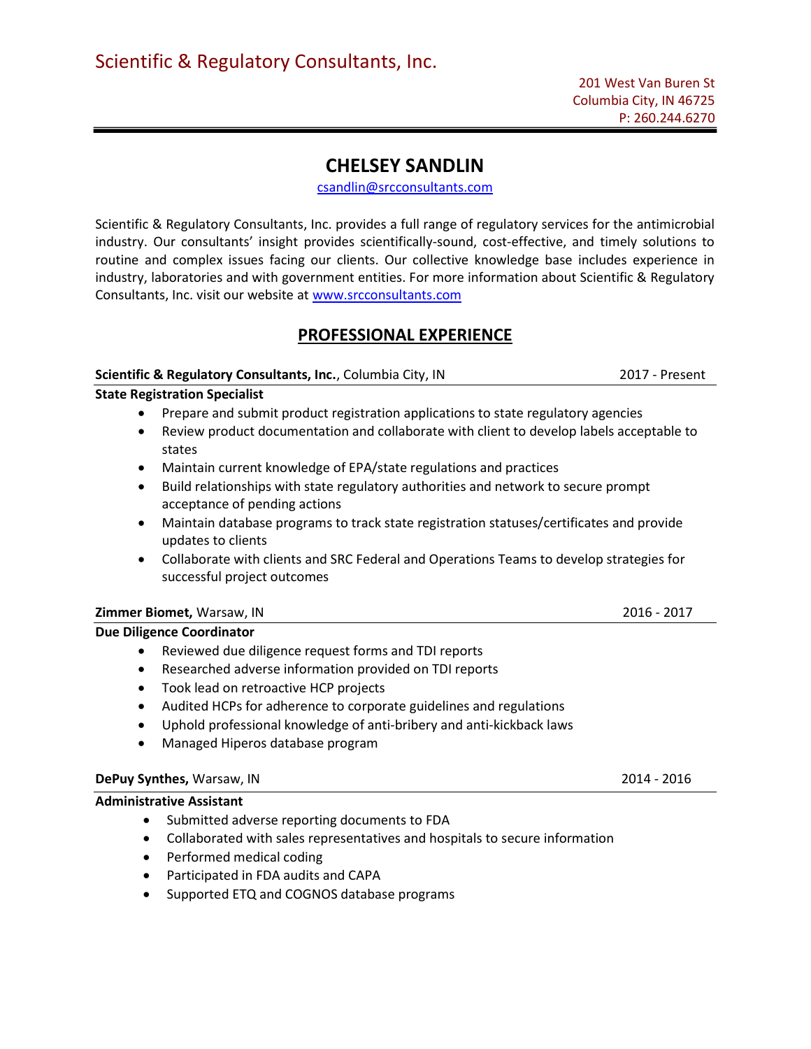Scientific & Regulatory Consultants, Inc.

201 West Van Buren St
Columbia City, IN 46725
P: 260.244.6270

# CHELSEY SANDLIN

csandlin@srcconsultants.com

Scientific & Regulatory Consultants, Inc. provides a full range of regulatory services for the antimicrobial industry. Our consultants' insight provides scientifically-sound, cost-effective, and timely solutions to routine and complex issues facing our clients. Our collective knowledge base includes experience in industry, laboratories and with government entities. For more information about Scientific & Regulatory Consultants, Inc. visit our website at www.srcconsultants.com

## PROFESSIONAL EXPERIENCE

**Scientific & Regulatory Consultants, Inc.**, Columbia City, IN — 2017 - Present

**State Registration Specialist**

- Prepare and submit product registration applications to state regulatory agencies
- Review product documentation and collaborate with client to develop labels acceptable to states
- Maintain current knowledge of EPA/state regulations and practices
- Build relationships with state regulatory authorities and network to secure prompt acceptance of pending actions
- Maintain database programs to track state registration statuses/certificates and provide updates to clients
- Collaborate with clients and SRC Federal and Operations Teams to develop strategies for successful project outcomes

**Zimmer Biomet,** Warsaw, IN — 2016 - 2017

**Due Diligence Coordinator**

- Reviewed due diligence request forms and TDI reports
- Researched adverse information provided on TDI reports
- Took lead on retroactive HCP projects
- Audited HCPs for adherence to corporate guidelines and regulations
- Uphold professional knowledge of anti-bribery and anti-kickback laws
- Managed Hiperos database program

**DePuy Synthes,** Warsaw, IN — 2014 - 2016

**Administrative Assistant**

- Submitted adverse reporting documents to FDA
- Collaborated with sales representatives and hospitals to secure information
- Performed medical coding
- Participated in FDA audits and CAPA
- Supported ETQ and COGNOS database programs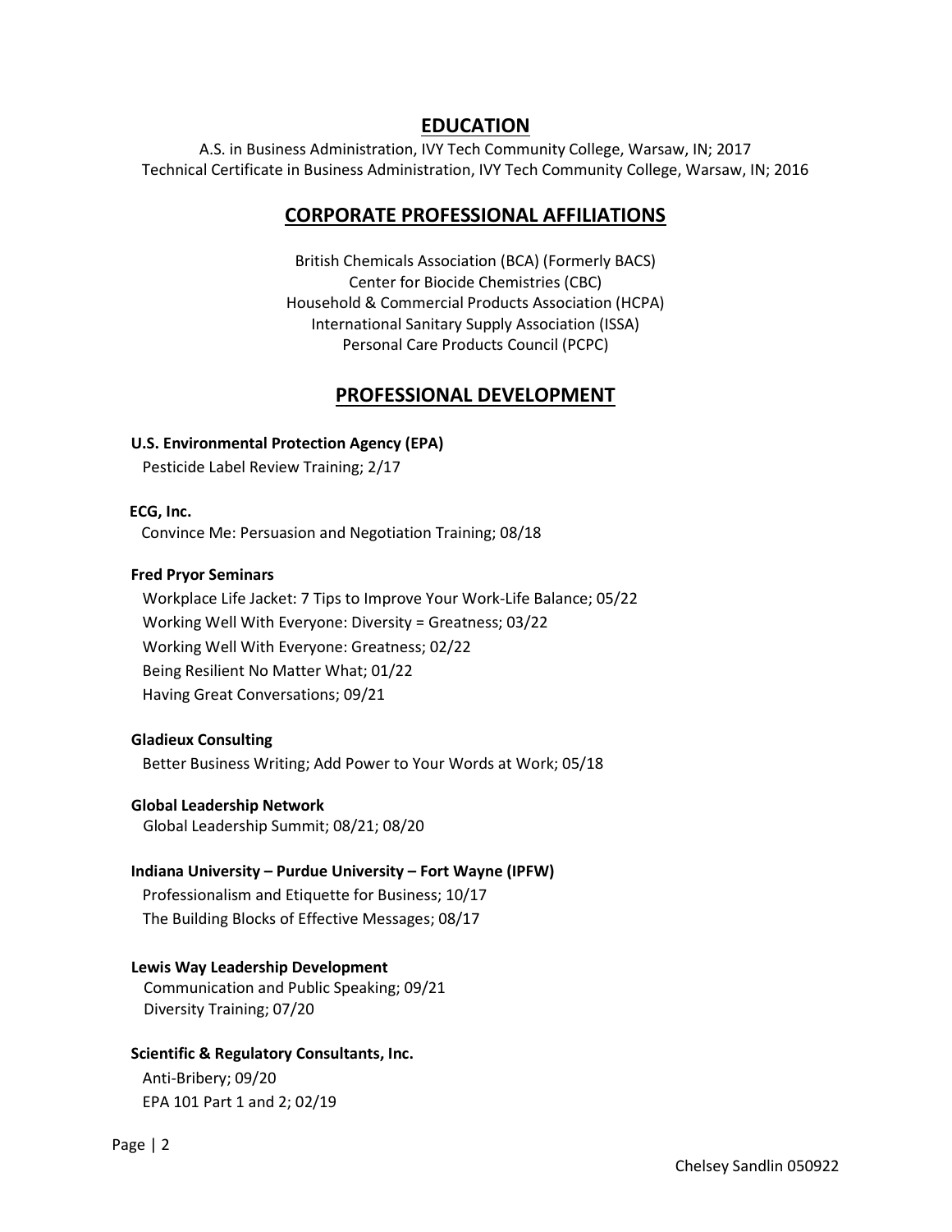## EDUCATION

A.S. in Business Administration, IVY Tech Community College, Warsaw, IN; 2017
Technical Certificate in Business Administration, IVY Tech Community College, Warsaw, IN; 2016

## CORPORATE PROFESSIONAL AFFILIATIONS

British Chemicals Association (BCA) (Formerly BACS)
Center for Biocide Chemistries (CBC)
Household & Commercial Products Association (HCPA)
International Sanitary Supply Association (ISSA)
Personal Care Products Council (PCPC)

## PROFESSIONAL DEVELOPMENT

**U.S. Environmental Protection Agency (EPA)**
Pesticide Label Review Training; 2/17

**ECG, Inc.**
Convince Me: Persuasion and Negotiation Training; 08/18

**Fred Pryor Seminars**
Workplace Life Jacket: 7 Tips to Improve Your Work-Life Balance; 05/22
Working Well With Everyone: Diversity = Greatness; 03/22
Working Well With Everyone: Greatness; 02/22
Being Resilient No Matter What; 01/22
Having Great Conversations; 09/21

**Gladieux Consulting**
Better Business Writing; Add Power to Your Words at Work; 05/18

**Global Leadership Network**
Global Leadership Summit; 08/21; 08/20

**Indiana University – Purdue University – Fort Wayne (IPFW)**
Professionalism and Etiquette for Business; 10/17
The Building Blocks of Effective Messages; 08/17

**Lewis Way Leadership Development**
Communication and Public Speaking; 09/21
Diversity Training; 07/20

**Scientific & Regulatory Consultants, Inc.**
Anti-Bribery; 09/20
EPA 101 Part 1 and 2; 02/19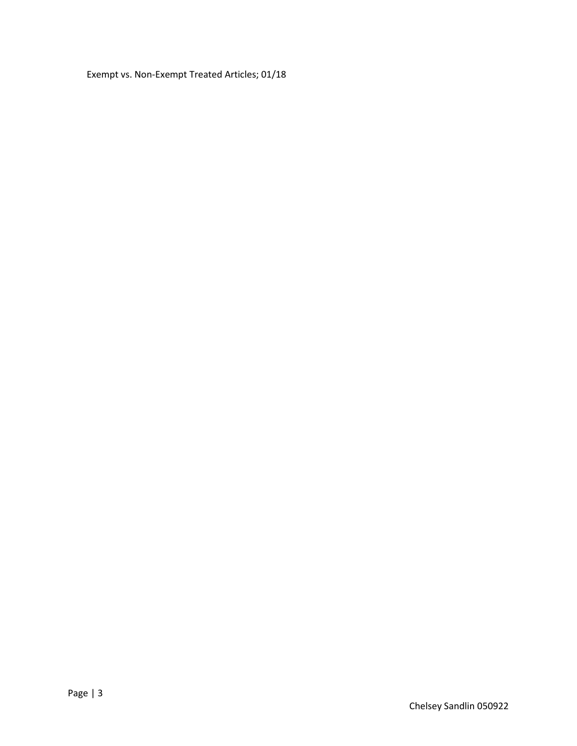Exempt vs. Non-Exempt Treated Articles; 01/18